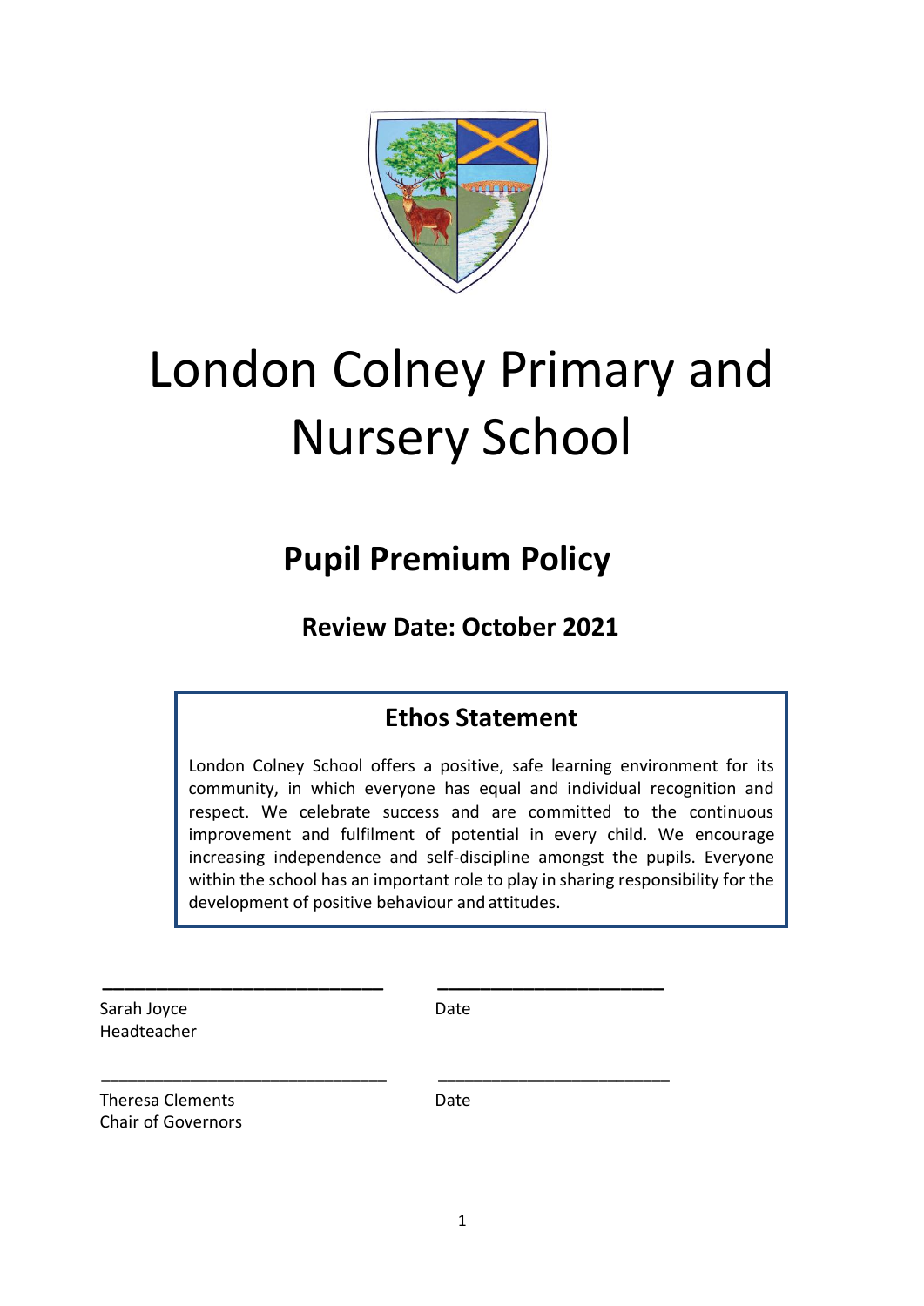# London Colney Primary and Nursery School

## Pupil Premium Policy

### Review Date: October 2021

### Ethos Statement

London Colney School offers a positive, safe learning environment for its community, in which everyone has equal and individual recognition and respect. We celebrate success and are committed to the continuous improvement and fulfilment of potential in every child. We encourage increasing independence and self-discipline amongst the pupils. Everyone within the school has an important role to play in sharing responsibility for the development of positive behaviour and attitudes.

\_\_\_\_\_\_\_\_\_\_\_\_\_\_\_\_\_\_\_\_\_\_\_\_\_\_\_\_ \_\_\_\_\_\_\_\_\_\_\_\_\_\_\_\_\_\_\_\_\_\_\_\_

Sarah Joyce — Date
Headteacher

\_\_\_\_\_\_\_\_\_\_\_\_\_\_\_\_\_\_\_\_\_\_\_\_\_\_\_\_ \_\_\_\_\_\_\_\_\_\_\_\_\_\_\_\_\_\_\_\_\_\_\_\_

Theresa Clements — Date
Chair of Governors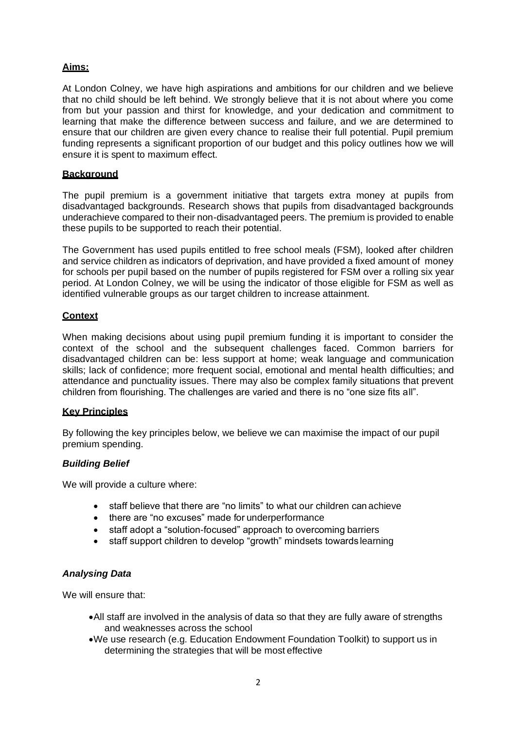## Aims:

At London Colney, we have high aspirations and ambitions for our children and we believe that no child should be left behind. We strongly believe that it is not about where you come from but your passion and thirst for knowledge, and your dedication and commitment to learning that make the difference between success and failure, and we are determined to ensure that our children are given every chance to realise their full potential. Pupil premium funding represents a significant proportion of our budget and this policy outlines how we will ensure it is spent to maximum effect.

## Background

The pupil premium is a government initiative that targets extra money at pupils from disadvantaged backgrounds. Research shows that pupils from disadvantaged backgrounds underachieve compared to their non-disadvantaged peers. The premium is provided to enable these pupils to be supported to reach their potential.

The Government has used pupils entitled to free school meals (FSM), looked after children and service children as indicators of deprivation, and have provided a fixed amount of money for schools per pupil based on the number of pupils registered for FSM over a rolling six year period. At London Colney, we will be using the indicator of those eligible for FSM as well as identified vulnerable groups as our target children to increase attainment.

## Context

When making decisions about using pupil premium funding it is important to consider the context of the school and the subsequent challenges faced. Common barriers for disadvantaged children can be: less support at home; weak language and communication skills; lack of confidence; more frequent social, emotional and mental health difficulties; and attendance and punctuality issues. There may also be complex family situations that prevent children from flourishing. The challenges are varied and there is no "one size fits all".

## Key Principles

By following the key principles below, we believe we can maximise the impact of our pupil premium spending.

### *Building Belief*

We will provide a culture where:

- staff believe that there are "no limits" to what our children can achieve
- there are "no excuses" made for underperformance
- staff adopt a "solution-focused" approach to overcoming barriers
- staff support children to develop "growth" mindsets towards learning

### *Analysing Data*

We will ensure that:

- All staff are involved in the analysis of data so that they are fully aware of strengths and weaknesses across the school
- We use research (e.g. Education Endowment Foundation Toolkit) to support us in determining the strategies that will be most effective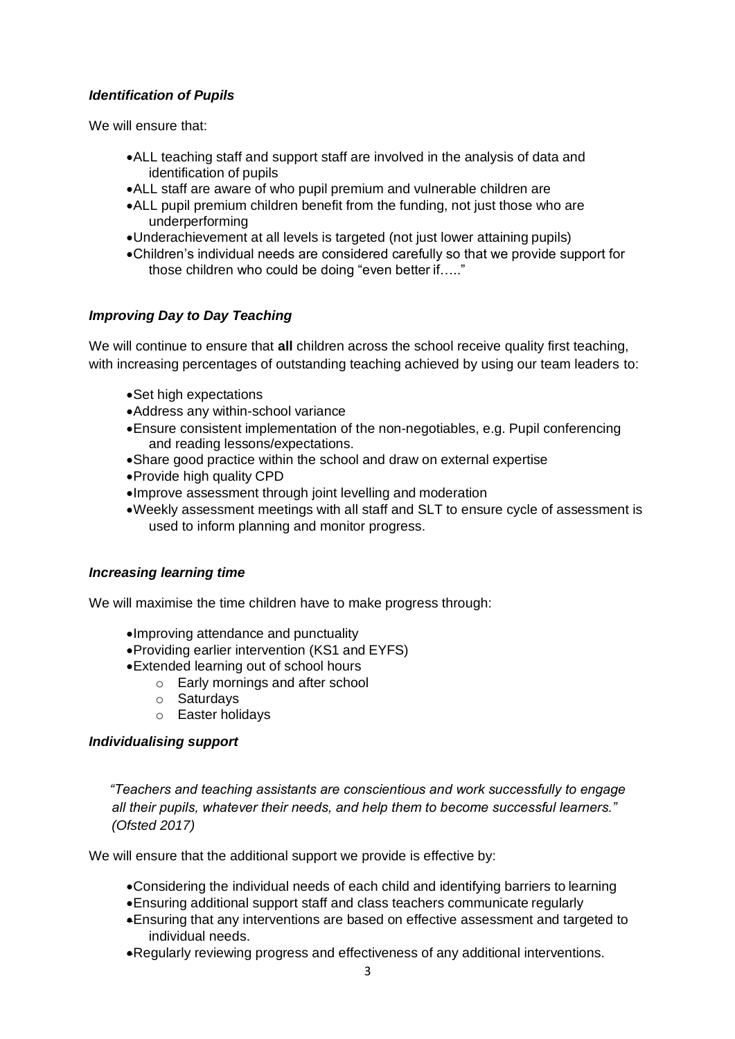### *Identification of Pupils*

We will ensure that:

- ALL teaching staff and support staff are involved in the analysis of data and identification of pupils
- ALL staff are aware of who pupil premium and vulnerable children are
- ALL pupil premium children benefit from the funding, not just those who are underperforming
- Underachievement at all levels is targeted (not just lower attaining pupils)
- Children's individual needs are considered carefully so that we provide support for those children who could be doing "even better if….."

### *Improving Day to Day Teaching*

We will continue to ensure that **all** children across the school receive quality first teaching, with increasing percentages of outstanding teaching achieved by using our team leaders to:

- Set high expectations
- Address any within-school variance
- Ensure consistent implementation of the non-negotiables, e.g. Pupil conferencing and reading lessons/expectations.
- Share good practice within the school and draw on external expertise
- Provide high quality CPD
- Improve assessment through joint levelling and moderation
- Weekly assessment meetings with all staff and SLT to ensure cycle of assessment is used to inform planning and monitor progress.

### *Increasing learning time*

We will maximise the time children have to make progress through:

- Improving attendance and punctuality
- Providing earlier intervention (KS1 and EYFS)
- Extended learning out of school hours
  - Early mornings and after school
  - Saturdays
  - Easter holidays

### *Individualising support*

> *"Teachers and teaching assistants are conscientious and work successfully to engage all their pupils, whatever their needs, and help them to become successful learners." (Ofsted 2017)*

We will ensure that the additional support we provide is effective by:

- Considering the individual needs of each child and identifying barriers to learning
- Ensuring additional support staff and class teachers communicate regularly
- Ensuring that any interventions are based on effective assessment and targeted to individual needs.
- Regularly reviewing progress and effectiveness of any additional interventions.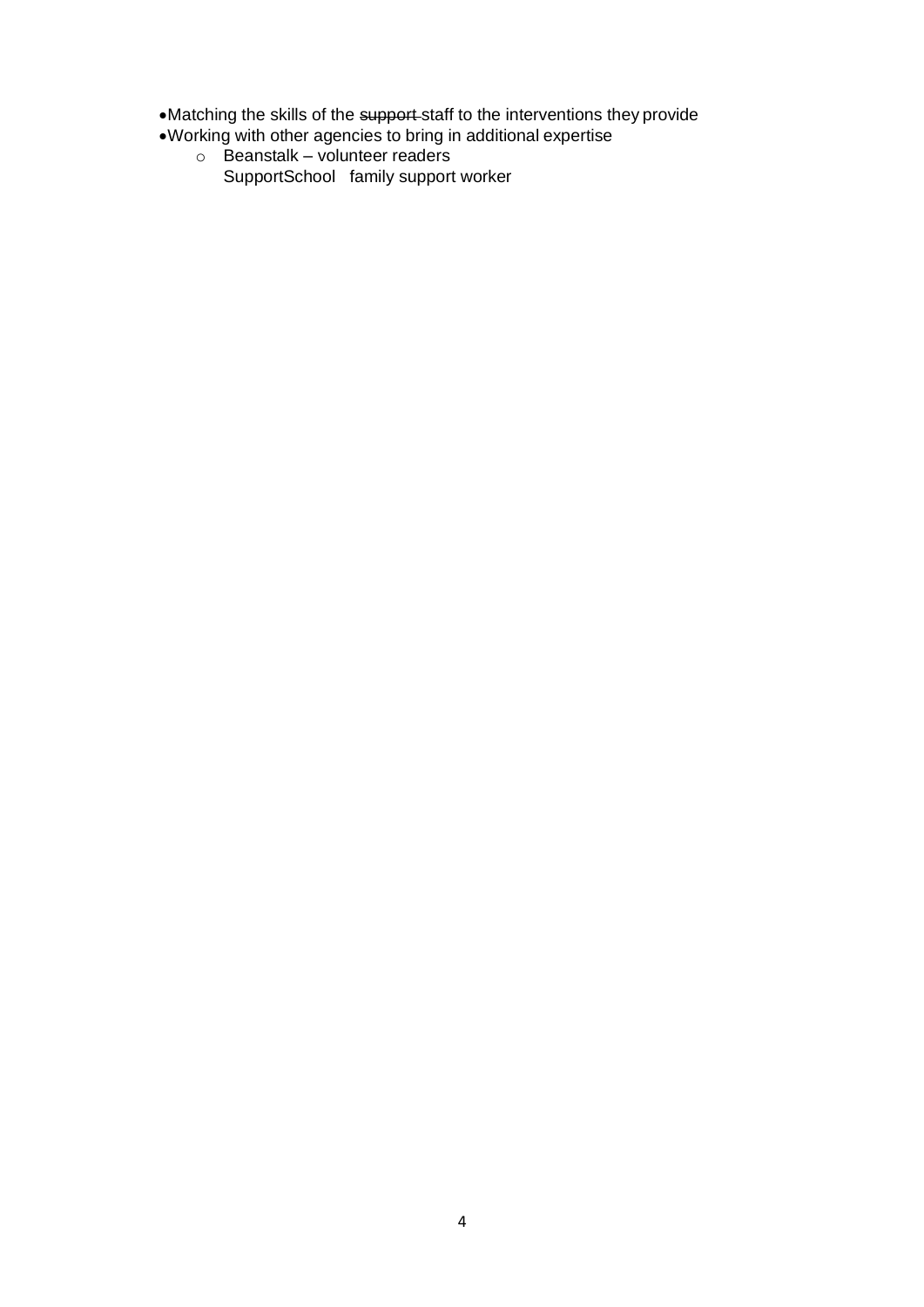- Matching the skills of the ~~support~~ staff to the interventions they provide
- Working with other agencies to bring in additional expertise
  - Beanstalk – volunteer readers
    SupportSchool family support worker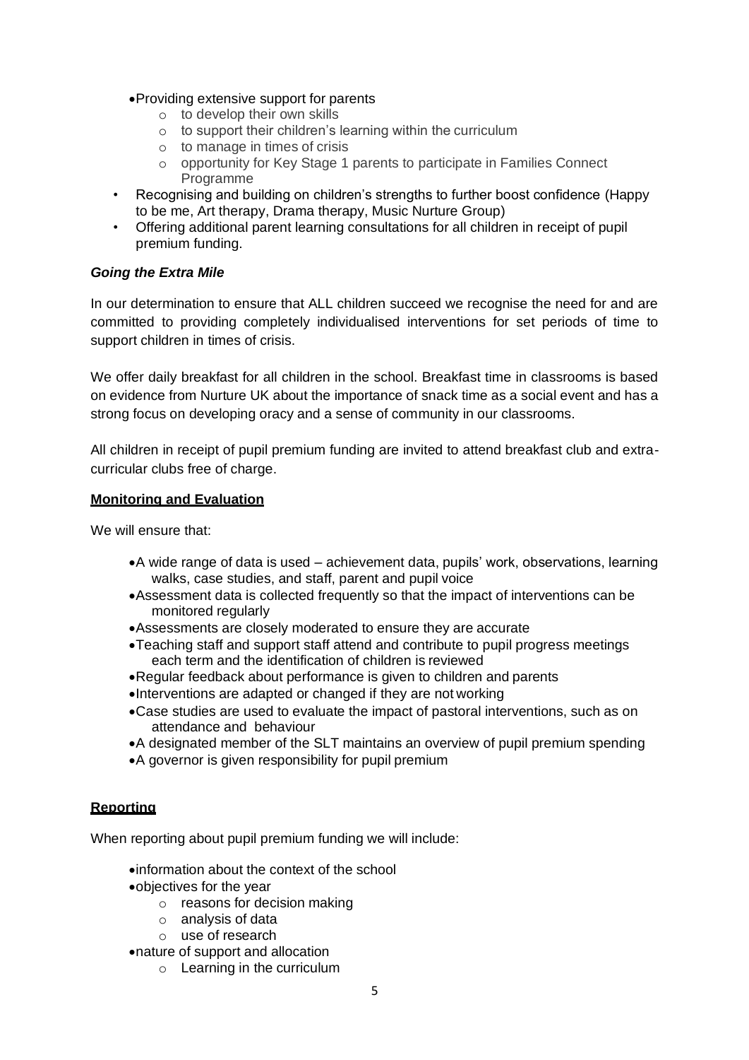- Providing extensive support for parents
  - to develop their own skills
  - to support their children's learning within the curriculum
  - to manage in times of crisis
  - opportunity for Key Stage 1 parents to participate in Families Connect Programme
- Recognising and building on children's strengths to further boost confidence (Happy to be me, Art therapy, Drama therapy, Music Nurture Group)
- Offering additional parent learning consultations for all children in receipt of pupil premium funding.

***Going the Extra Mile***

In our determination to ensure that ALL children succeed we recognise the need for and are committed to providing completely individualised interventions for set periods of time to support children in times of crisis.

We offer daily breakfast for all children in the school. Breakfast time in classrooms is based on evidence from Nurture UK about the importance of snack time as a social event and has a strong focus on developing oracy and a sense of community in our classrooms.

All children in receipt of pupil premium funding are invited to attend breakfast club and extra-curricular clubs free of charge.

**Monitoring and Evaluation**

We will ensure that:

- A wide range of data is used – achievement data, pupils' work, observations, learning walks, case studies, and staff, parent and pupil voice
- Assessment data is collected frequently so that the impact of interventions can be monitored regularly
- Assessments are closely moderated to ensure they are accurate
- Teaching staff and support staff attend and contribute to pupil progress meetings each term and the identification of children is reviewed
- Regular feedback about performance is given to children and parents
- Interventions are adapted or changed if they are not working
- Case studies are used to evaluate the impact of pastoral interventions, such as on attendance and behaviour
- A designated member of the SLT maintains an overview of pupil premium spending
- A governor is given responsibility for pupil premium

**Reporting**

When reporting about pupil premium funding we will include:

- information about the context of the school
- objectives for the year
  - reasons for decision making
  - analysis of data
  - use of research
- nature of support and allocation
  - Learning in the curriculum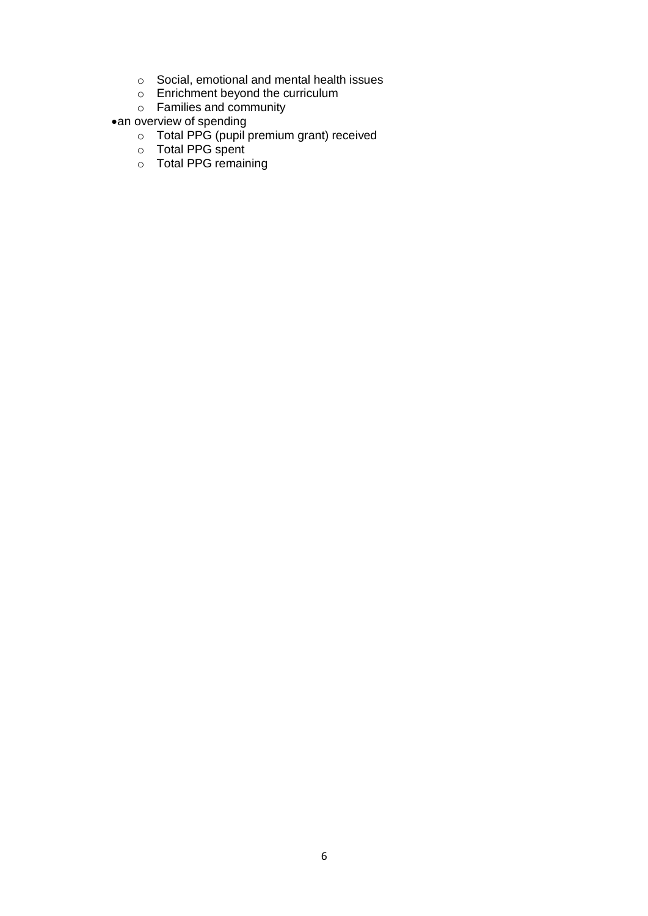- Social, emotional and mental health issues
  - Enrichment beyond the curriculum
  - Families and community
- an overview of spending
  - Total PPG (pupil premium grant) received
  - Total PPG spent
  - Total PPG remaining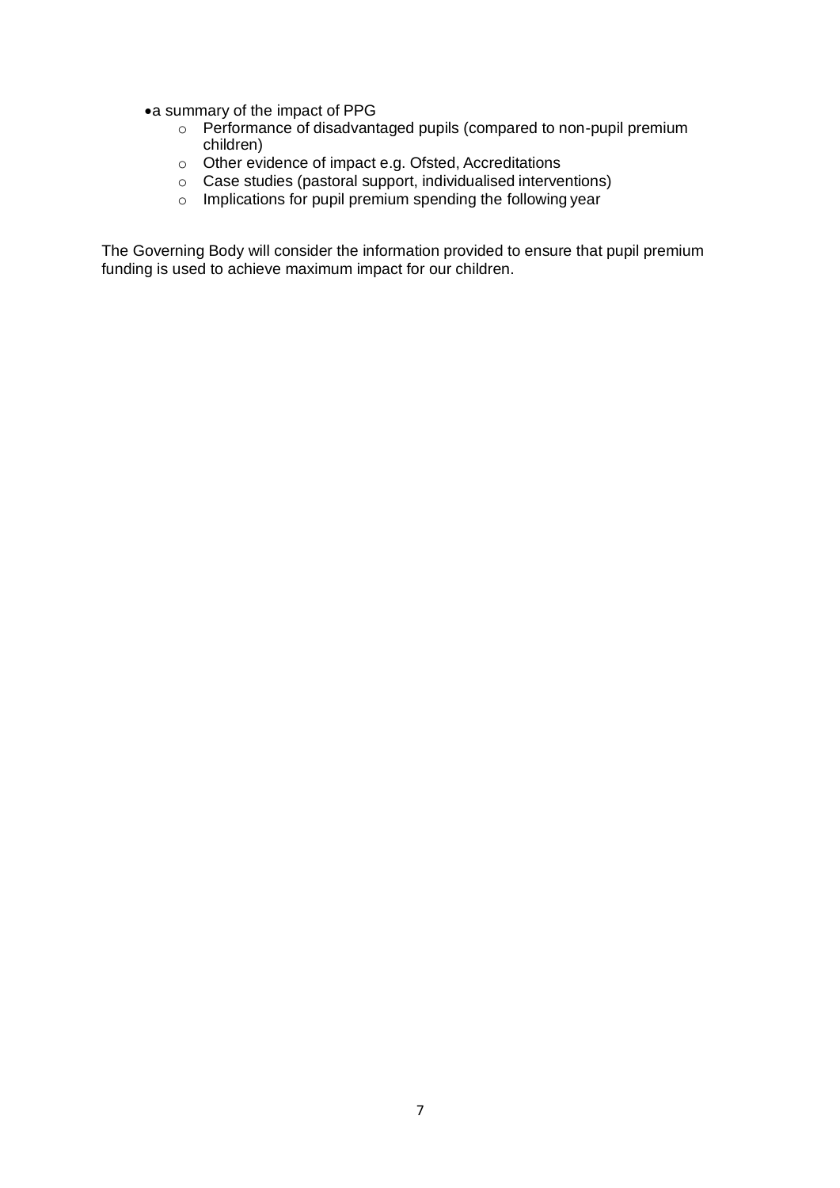- a summary of the impact of PPG
  - Performance of disadvantaged pupils (compared to non-pupil premium children)
  - Other evidence of impact e.g. Ofsted, Accreditations
  - Case studies (pastoral support, individualised interventions)
  - Implications for pupil premium spending the following year

The Governing Body will consider the information provided to ensure that pupil premium funding is used to achieve maximum impact for our children.